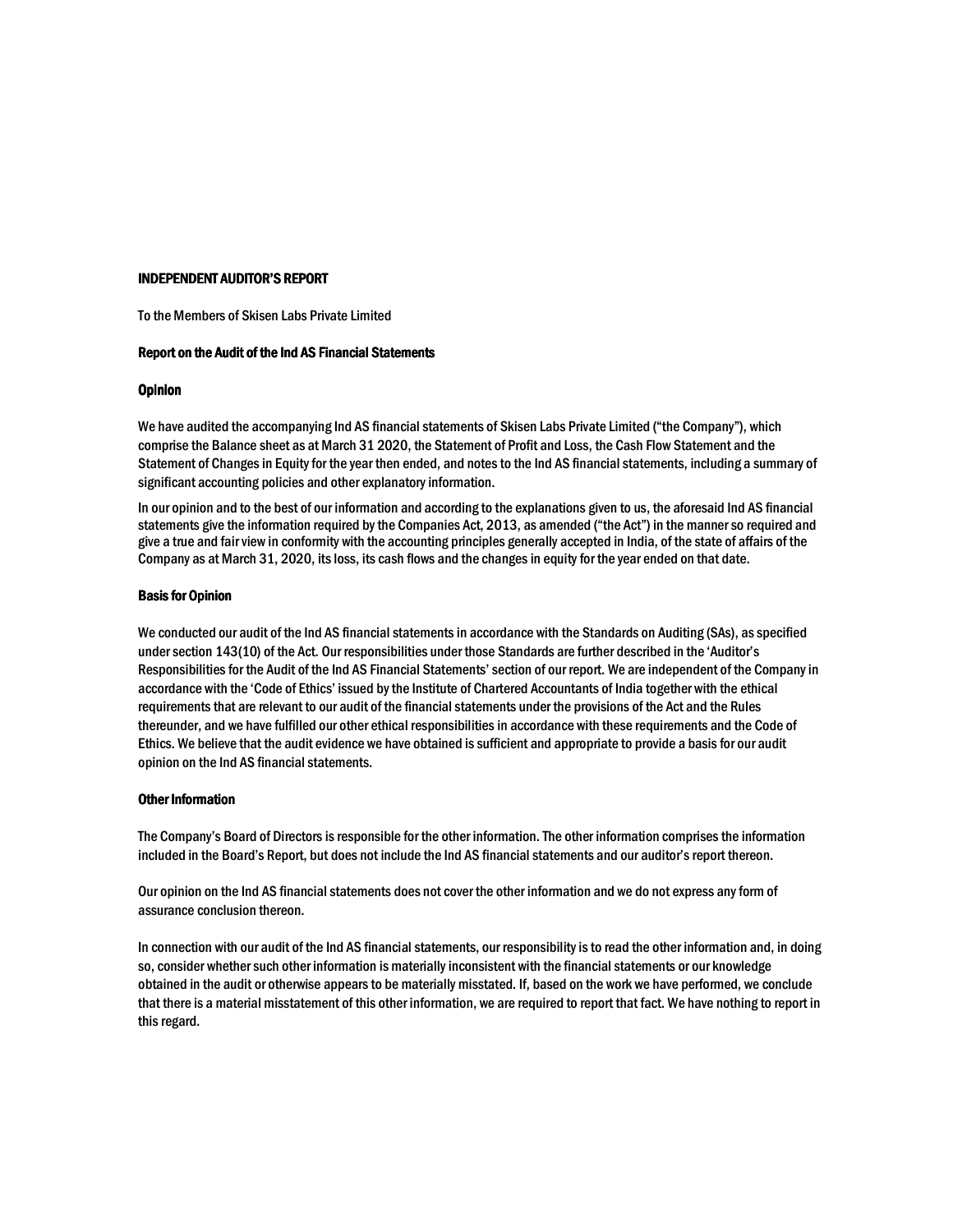# INDEPENDENT AUDITOR'S REPORT

To the Members of Skisen Labs Private Limited

## Report on the Audit of the Ind AS Financial Statements

### Opinion

We have audited the accompanying Ind AS financial statements of Skisen Labs Private Limited ("the Company"), which comprise the Balance sheet as at March 31 2020, the Statement of Profit and Loss, the Cash Flow Statement and the Statement of Changes in Equity for the year then ended, and notes to the Ind AS financial statements, including a summary of significant accounting policies and other explanatory information.

In our opinion and to the best of our information and according to the explanations given to us, the aforesaid Ind AS financial statements give the information required by the Companies Act, 2013, as amended ("the Act") in the manner so required and give a true and fair view in conformity with the accounting principles generally accepted in India, of the state of affairs of the Company as at March 31, 2020, its loss, its cash flows and the changes in equity for the year ended on that date.

### Basis for Opinion

We conducted our audit of the Ind AS financial statements in accordance with the Standards on Auditing (SAs), as specified under section 143(10) of the Act. Our responsibilities under those Standards are further described in the 'Auditor's Responsibilities for the Audit of the Ind AS Financial Statements' section of our report. We are independent of the Company in accordance with the 'Code of Ethics' issued by the Institute of Chartered Accountants of India together with the ethical requirements that are relevant to our audit of the financial statements under the provisions of the Act and the Rules thereunder, and we have fulfilled our other ethical responsibilities in accordance with these requirements and the Code of Ethics. We believe that the audit evidence we have obtained is sufficient and appropriate to provide a basis for our audit opinion on the Ind AS financial statements.

### Other Information

The Company's Board of Directors is responsible for the other information. The other information comprises the information included in the Board's Report, but does not include the Ind AS financial statements and our auditor's report thereon.

Our opinion on the Ind AS financial statements does not cover the other information and we do not express any form of assurance conclusion thereon.

In connection with our audit of the Ind AS financial statements, our responsibility is to read the other information and, in doing so, consider whether such other information is materially inconsistent with the financial statements or our knowledge obtained in the audit or otherwise appears to be materially misstated. If, based on the work we have performed, we conclude that there is a material misstatement of this other information, we are required to report that fact. We have nothing to report in this regard.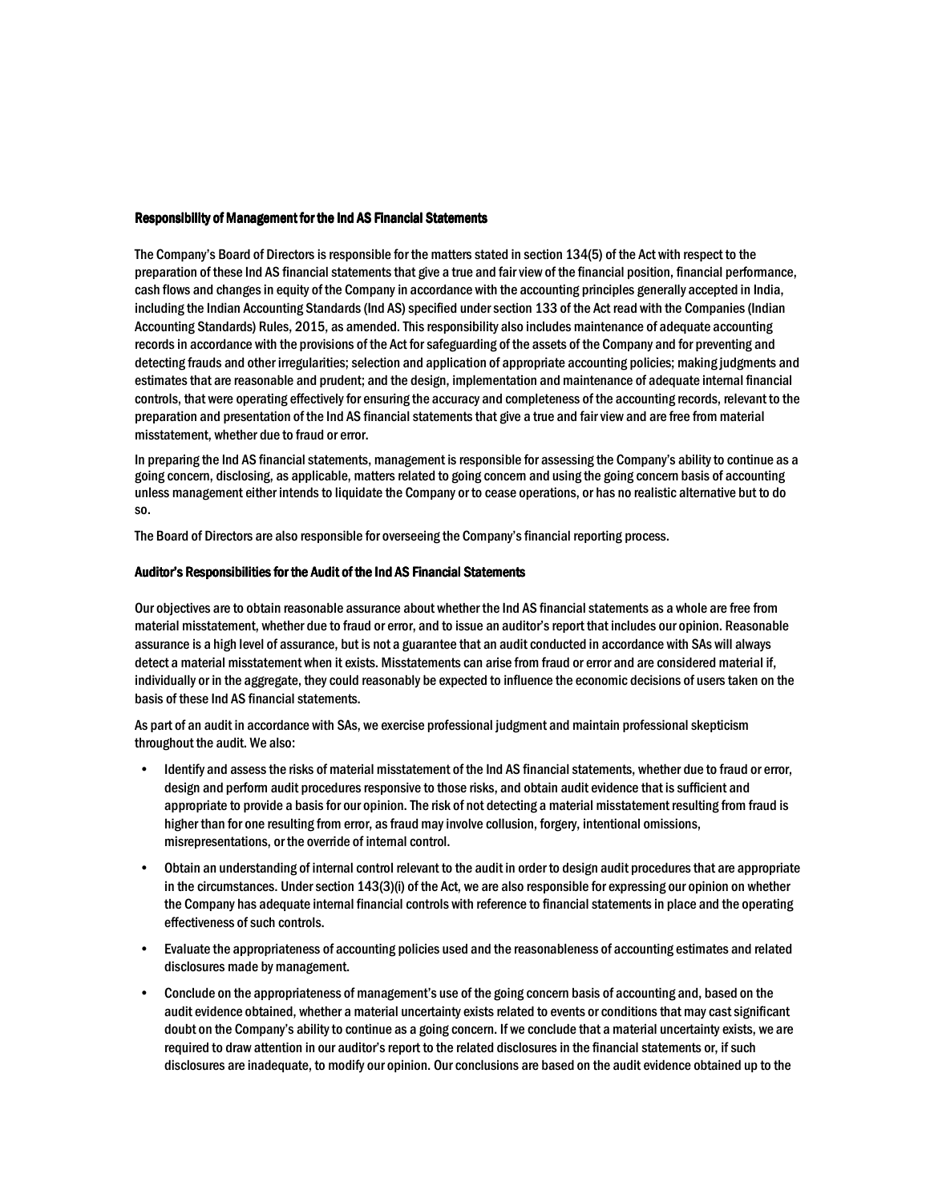#### Responsibility of Management for the Ind AS Financial Statements

The Company's Board of Directors is responsible for the matters stated in section 134(5) of the Act with respect to the preparation of these Ind AS financial statements that give a true and fair view of the financial position, financial performance, cash flows and changes in equity of the Company in accordance with the accounting principles generally accepted in India, including the Indian Accounting Standards (Ind AS) specified under section 133 of the Act read with the Companies (Indian Accounting Standards) Rules, 2015, as amended. This responsibility also includes maintenance of adequate accounting records in accordance with the provisions of the Act for safeguarding of the assets of the Company and for preventing and detecting frauds and other irregularities; selection and application of appropriate accounting policies; making judgments and estimates that are reasonable and prudent; and the design, implementation and maintenance of adequate internal financial controls, that were operating effectively for ensuring the accuracy and completeness of the accounting records, relevant to the preparation and presentation of the Ind AS financial statements that give a true and fair view and are free from material misstatement, whether due to fraud or error.

In preparing the Ind AS financial statements, management is responsible for assessing the Company's ability to continue as a going concern, disclosing, as applicable, matters related to going concern and using the going concern basis of accounting unless management either intends to liquidate the Company or to cease operations, or has no realistic alternative but to do so.

The Board of Directors are also responsible for overseeing the Company's financial reporting process.

#### Auditor's Responsibilities for the Audit of the Ind AS Financial Statements

Our objectives are to obtain reasonable assurance about whether the Ind AS financial statements as a whole are free from material misstatement, whether due to fraud or error, and to issue an auditor's report that includes our opinion. Reasonable assurance is a high level of assurance, but is not a guarantee that an audit conducted in accordance with SAs will always detect a material misstatement when it exists. Misstatements can arise from fraud or error and are considered material if, individually or in the aggregate, they could reasonably be expected to influence the economic decisions of users taken on the basis of these Ind AS financial statements.

As part of an audit in accordance with SAs, we exercise professional judgment and maintain professional skepticism throughout the audit. We also:

- Identify and assess the risks of material misstatement of the Ind AS financial statements, whether due to fraud or error, design and perform audit procedures responsive to those risks, and obtain audit evidence that is sufficient and appropriate to provide a basis for our opinion. The risk of not detecting a material misstatement resulting from fraud is higher than for one resulting from error, as fraud may involve collusion, forgery, intentional omissions, misrepresentations, or the override of internal control.
- Obtain an understanding of internal control relevant to the audit in order to design audit procedures that are appropriate in the circumstances. Under section 143(3)(i) of the Act, we are also responsible for expressing our opinion on whether the Company has adequate internal financial controls with reference to financial statements in place and the operating effectiveness of such controls.
- Evaluate the appropriateness of accounting policies used and the reasonableness of accounting estimates and related disclosures made by management.
- Conclude on the appropriateness of management's use of the going concern basis of accounting and, based on the audit evidence obtained, whether a material uncertainty exists related to events or conditions that may cast significant doubt on the Company's ability to continue as a going concern. If we conclude that a material uncertainty exists, we are required to draw attention in our auditor's report to the related disclosures in the financial statements or, if such disclosures are inadequate, to modify our opinion. Our conclusions are based on the audit evidence obtained up to the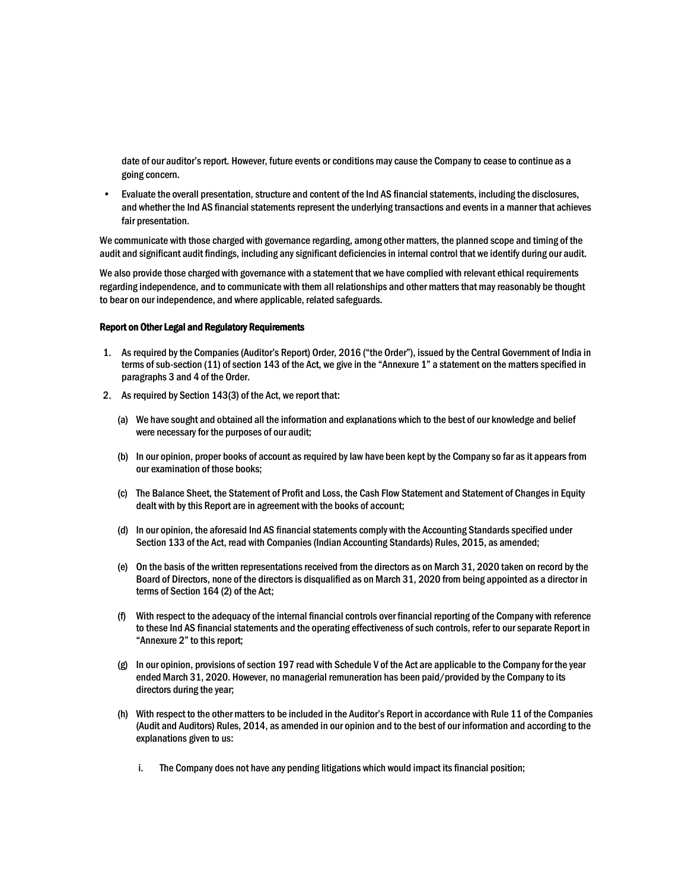date of our auditor's report. However, future events or conditions may cause the Company to cease to continue as a going concern.

- Evaluate the overall presentation, structure and content of the Ind AS financial statements, including the disclosures, and whether the Ind AS financial statements represent the underlying transactions and events in a manner that achieves fair presentation.

We communicate with those charged with governance regarding, among other matters, the planned scope and timing of the audit and significant audit findings, including any significant deficiencies in internal control that we identify during our audit.

We also provide those charged with governance with a statement that we have complied with relevant ethical requirements regarding independence, and to communicate with them all relationships and other matters that may reasonably be thought to bear on our independence, and where applicable, related safeguards.

**Report on Other Legal and Regulatory Requirements**

1. As required by the Companies (Auditor's Report) Order, 2016 ("the Order"), issued by the Central Government of India in terms of sub-section (11) of section 143 of the Act, we give in the "Annexure 1" a statement on the matters specified in paragraphs 3 and 4 of the Order.
2. As required by Section 143(3) of the Act, we report that:

   (a) We have sought and obtained all the information and explanations which to the best of our knowledge and belief were necessary for the purposes of our audit;

   (b) In our opinion, proper books of account as required by law have been kept by the Company so far as it appears from our examination of those books;

   (c) The Balance Sheet, the Statement of Profit and Loss, the Cash Flow Statement and Statement of Changes in Equity dealt with by this Report are in agreement with the books of account;

   (d) In our opinion, the aforesaid Ind AS financial statements comply with the Accounting Standards specified under Section 133 of the Act, read with Companies (Indian Accounting Standards) Rules, 2015, as amended;

   (e) On the basis of the written representations received from the directors as on March 31, 2020 taken on record by the Board of Directors, none of the directors is disqualified as on March 31, 2020 from being appointed as a director in terms of Section 164 (2) of the Act;

   (f) With respect to the adequacy of the internal financial controls over financial reporting of the Company with reference to these Ind AS financial statements and the operating effectiveness of such controls, refer to our separate Report in "Annexure 2" to this report;

   (g) In our opinion, provisions of section 197 read with Schedule V of the Act are applicable to the Company for the year ended March 31, 2020. However, no managerial remuneration has been paid/provided by the Company to its directors during the year;

   (h) With respect to the other matters to be included in the Auditor's Report in accordance with Rule 11 of the Companies (Audit and Auditors) Rules, 2014, as amended in our opinion and to the best of our information and according to the explanations given to us:

      i. The Company does not have any pending litigations which would impact its financial position;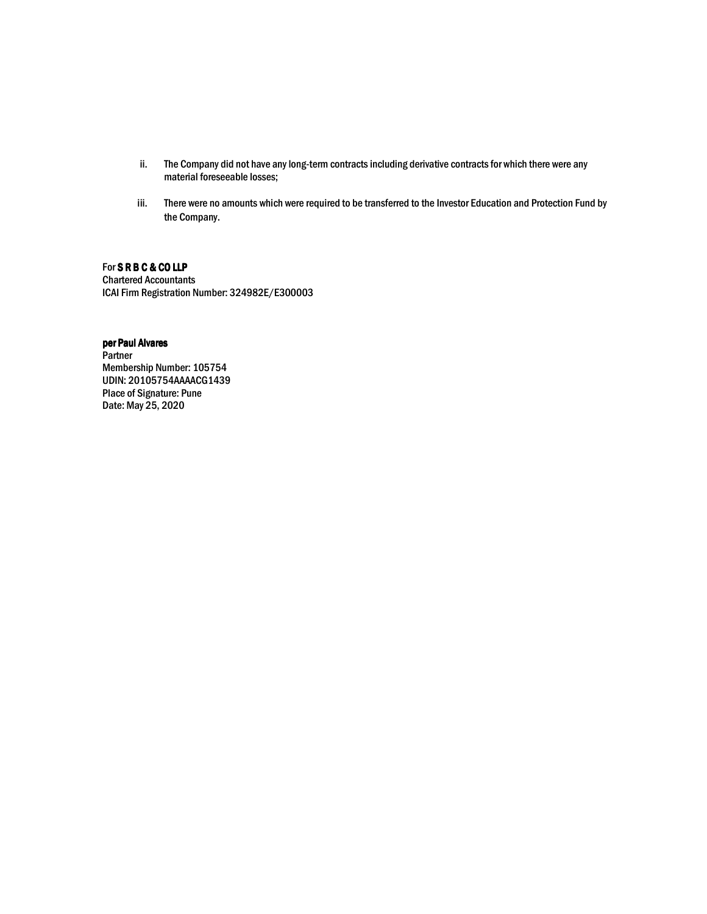ii. The Company did not have any long-term contracts including derivative contracts for which there were any material foreseeable losses;

iii. There were no amounts which were required to be transferred to the Investor Education and Protection Fund by the Company.

For **S R B C & CO LLP**
Chartered Accountants
ICAI Firm Registration Number: 324982E/E300003

**per Paul Alvares**
Partner
Membership Number: 105754
UDIN: 20105754AAAACG1439
Place of Signature: Pune
Date: May 25, 2020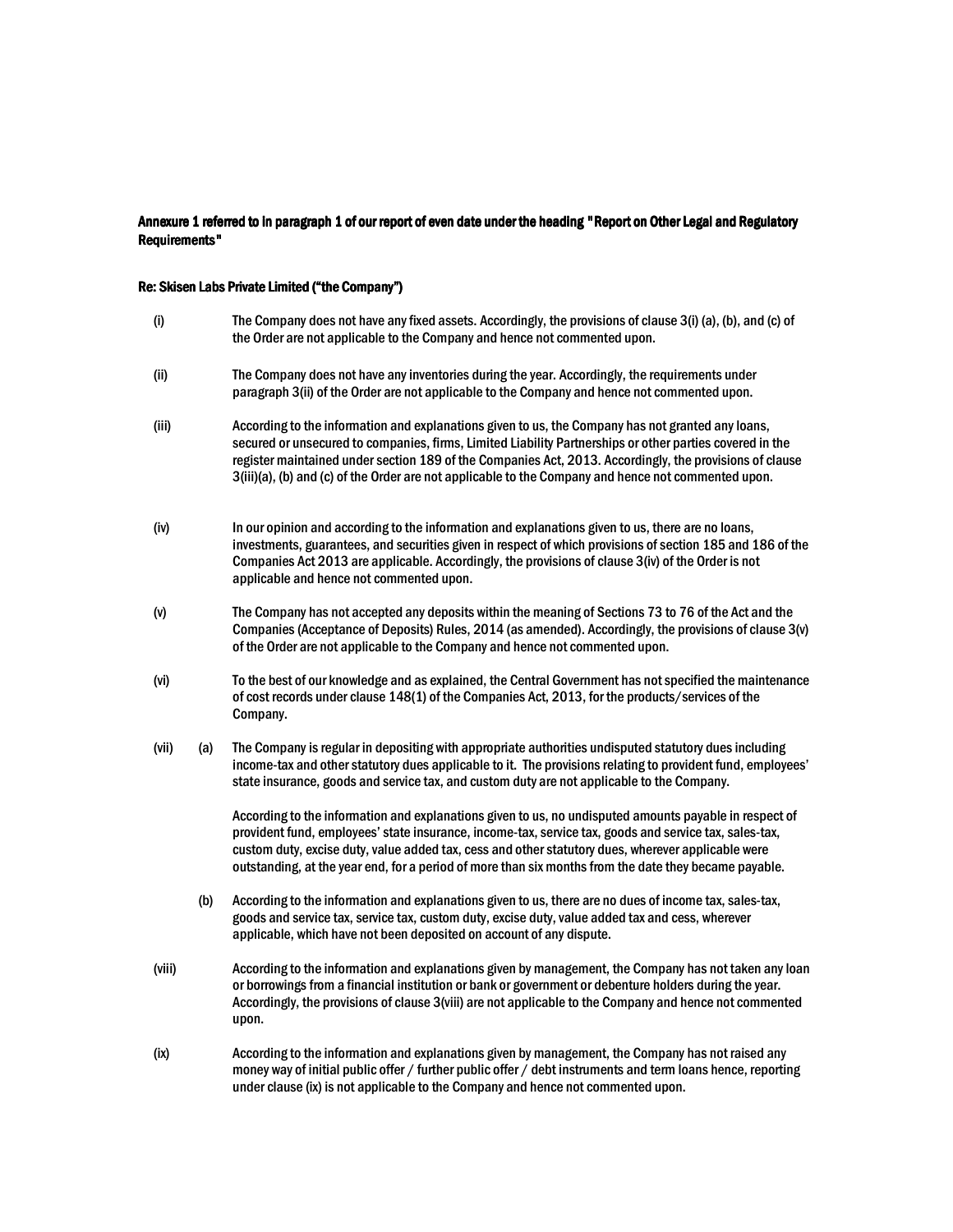**Annexure 1 referred to in paragraph 1 of our report of even date under the heading "Report on Other Legal and Regulatory Requirements"**

**Re: Skisen Labs Private Limited ("the Company")**

(i) The Company does not have any fixed assets. Accordingly, the provisions of clause 3(i) (a), (b), and (c) of the Order are not applicable to the Company and hence not commented upon.

(ii) The Company does not have any inventories during the year. Accordingly, the requirements under paragraph 3(ii) of the Order are not applicable to the Company and hence not commented upon.

(iii) According to the information and explanations given to us, the Company has not granted any loans, secured or unsecured to companies, firms, Limited Liability Partnerships or other parties covered in the register maintained under section 189 of the Companies Act, 2013. Accordingly, the provisions of clause 3(iii)(a), (b) and (c) of the Order are not applicable to the Company and hence not commented upon.

(iv) In our opinion and according to the information and explanations given to us, there are no loans, investments, guarantees, and securities given in respect of which provisions of section 185 and 186 of the Companies Act 2013 are applicable. Accordingly, the provisions of clause 3(iv) of the Order is not applicable and hence not commented upon.

(v) The Company has not accepted any deposits within the meaning of Sections 73 to 76 of the Act and the Companies (Acceptance of Deposits) Rules, 2014 (as amended). Accordingly, the provisions of clause 3(v) of the Order are not applicable to the Company and hence not commented upon.

(vi) To the best of our knowledge and as explained, the Central Government has not specified the maintenance of cost records under clause 148(1) of the Companies Act, 2013, for the products/services of the Company.

(vii) (a) The Company is regular in depositing with appropriate authorities undisputed statutory dues including income-tax and other statutory dues applicable to it. The provisions relating to provident fund, employees' state insurance, goods and service tax, and custom duty are not applicable to the Company.

According to the information and explanations given to us, no undisputed amounts payable in respect of provident fund, employees' state insurance, income-tax, service tax, goods and service tax, sales-tax, custom duty, excise duty, value added tax, cess and other statutory dues, wherever applicable were outstanding, at the year end, for a period of more than six months from the date they became payable.

(b) According to the information and explanations given to us, there are no dues of income tax, sales-tax, goods and service tax, service tax, custom duty, excise duty, value added tax and cess, wherever applicable, which have not been deposited on account of any dispute.

(viii) According to the information and explanations given by management, the Company has not taken any loan or borrowings from a financial institution or bank or government or debenture holders during the year. Accordingly, the provisions of clause 3(viii) are not applicable to the Company and hence not commented upon.

(ix) According to the information and explanations given by management, the Company has not raised any money way of initial public offer / further public offer / debt instruments and term loans hence, reporting under clause (ix) is not applicable to the Company and hence not commented upon.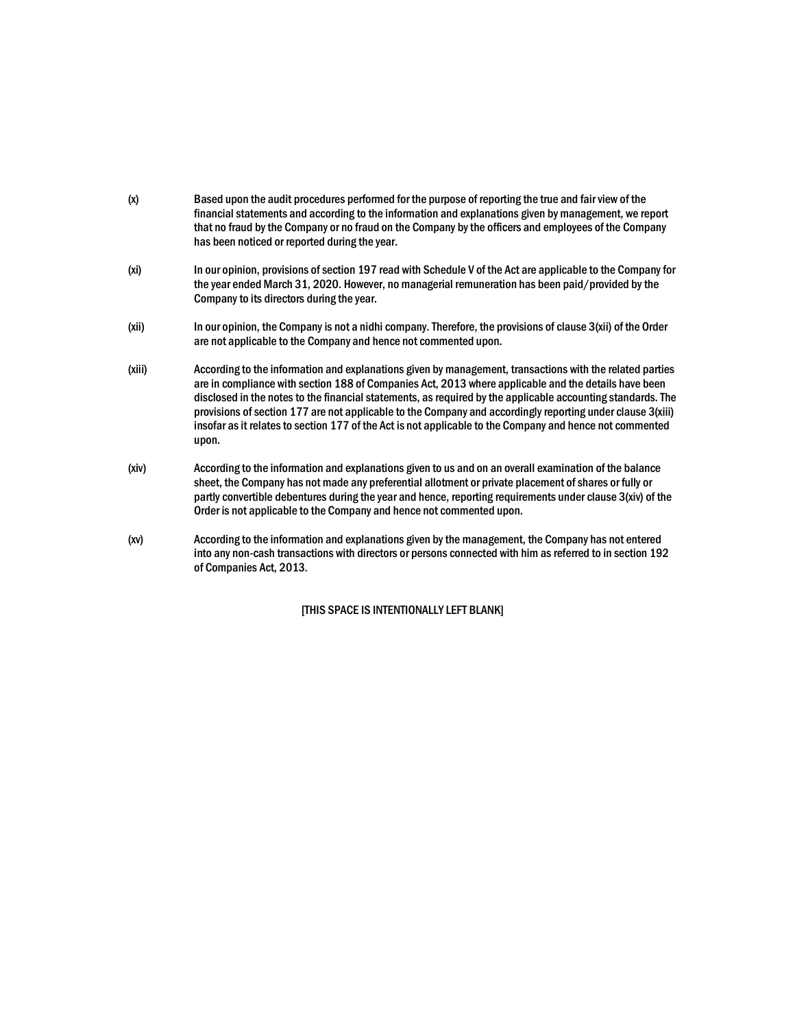(x) Based upon the audit procedures performed for the purpose of reporting the true and fair view of the financial statements and according to the information and explanations given by management, we report that no fraud by the Company or no fraud on the Company by the officers and employees of the Company has been noticed or reported during the year.

(xi) In our opinion, provisions of section 197 read with Schedule V of the Act are applicable to the Company for the year ended March 31, 2020. However, no managerial remuneration has been paid/provided by the Company to its directors during the year.

(xii) In our opinion, the Company is not a nidhi company. Therefore, the provisions of clause 3(xii) of the Order are not applicable to the Company and hence not commented upon.

(xiii) According to the information and explanations given by management, transactions with the related parties are in compliance with section 188 of Companies Act, 2013 where applicable and the details have been disclosed in the notes to the financial statements, as required by the applicable accounting standards. The provisions of section 177 are not applicable to the Company and accordingly reporting under clause 3(xiii) insofar as it relates to section 177 of the Act is not applicable to the Company and hence not commented upon.

(xiv) According to the information and explanations given to us and on an overall examination of the balance sheet, the Company has not made any preferential allotment or private placement of shares or fully or partly convertible debentures during the year and hence, reporting requirements under clause 3(xiv) of the Order is not applicable to the Company and hence not commented upon.

(xv) According to the information and explanations given by the management, the Company has not entered into any non-cash transactions with directors or persons connected with him as referred to in section 192 of Companies Act, 2013.

[THIS SPACE IS INTENTIONALLY LEFT BLANK]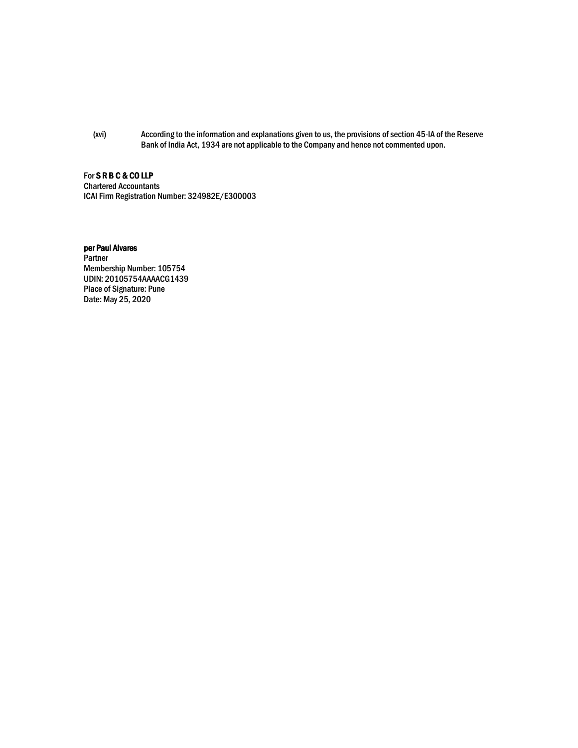(xvi) According to the information and explanations given to us, the provisions of section 45-IA of the Reserve Bank of India Act, 1934 are not applicable to the Company and hence not commented upon.

For **S R B C & CO LLP**
Chartered Accountants
ICAI Firm Registration Number: 324982E/E300003

**per Paul Alvares**
Partner
Membership Number: 105754
UDIN: 20105754AAAACG1439
Place of Signature: Pune
Date: May 25, 2020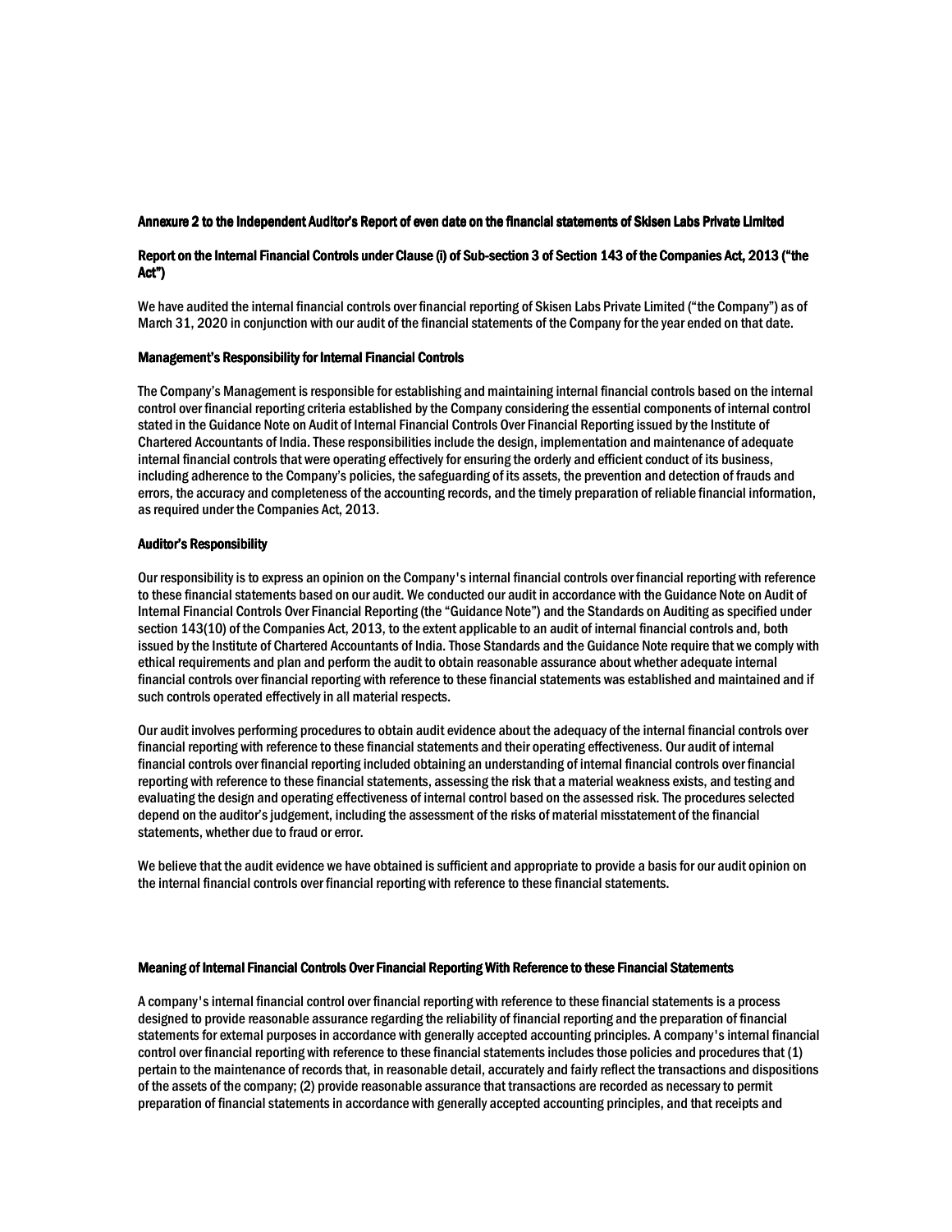**Annexure 2 to the Independent Auditor's Report of even date on the financial statements of Skisen Labs Private Limited**

**Report on the Internal Financial Controls under Clause (i) of Sub-section 3 of Section 143 of the Companies Act, 2013 ("the Act")**

We have audited the internal financial controls over financial reporting of Skisen Labs Private Limited ("the Company") as of March 31, 2020 in conjunction with our audit of the financial statements of the Company for the year ended on that date.

**Management's Responsibility for Internal Financial Controls**

The Company's Management is responsible for establishing and maintaining internal financial controls based on the internal control over financial reporting criteria established by the Company considering the essential components of internal control stated in the Guidance Note on Audit of Internal Financial Controls Over Financial Reporting issued by the Institute of Chartered Accountants of India. These responsibilities include the design, implementation and maintenance of adequate internal financial controls that were operating effectively for ensuring the orderly and efficient conduct of its business, including adherence to the Company's policies, the safeguarding of its assets, the prevention and detection of frauds and errors, the accuracy and completeness of the accounting records, and the timely preparation of reliable financial information, as required under the Companies Act, 2013.

**Auditor's Responsibility**

Our responsibility is to express an opinion on the Company's internal financial controls over financial reporting with reference to these financial statements based on our audit. We conducted our audit in accordance with the Guidance Note on Audit of Internal Financial Controls Over Financial Reporting (the "Guidance Note") and the Standards on Auditing as specified under section 143(10) of the Companies Act, 2013, to the extent applicable to an audit of internal financial controls and, both issued by the Institute of Chartered Accountants of India. Those Standards and the Guidance Note require that we comply with ethical requirements and plan and perform the audit to obtain reasonable assurance about whether adequate internal financial controls over financial reporting with reference to these financial statements was established and maintained and if such controls operated effectively in all material respects.

Our audit involves performing procedures to obtain audit evidence about the adequacy of the internal financial controls over financial reporting with reference to these financial statements and their operating effectiveness. Our audit of internal financial controls over financial reporting included obtaining an understanding of internal financial controls over financial reporting with reference to these financial statements, assessing the risk that a material weakness exists, and testing and evaluating the design and operating effectiveness of internal control based on the assessed risk. The procedures selected depend on the auditor's judgement, including the assessment of the risks of material misstatement of the financial statements, whether due to fraud or error.

We believe that the audit evidence we have obtained is sufficient and appropriate to provide a basis for our audit opinion on the internal financial controls over financial reporting with reference to these financial statements.

**Meaning of Internal Financial Controls Over Financial Reporting With Reference to these Financial Statements**

A company's internal financial control over financial reporting with reference to these financial statements is a process designed to provide reasonable assurance regarding the reliability of financial reporting and the preparation of financial statements for external purposes in accordance with generally accepted accounting principles. A company's internal financial control over financial reporting with reference to these financial statements includes those policies and procedures that (1) pertain to the maintenance of records that, in reasonable detail, accurately and fairly reflect the transactions and dispositions of the assets of the company; (2) provide reasonable assurance that transactions are recorded as necessary to permit preparation of financial statements in accordance with generally accepted accounting principles, and that receipts and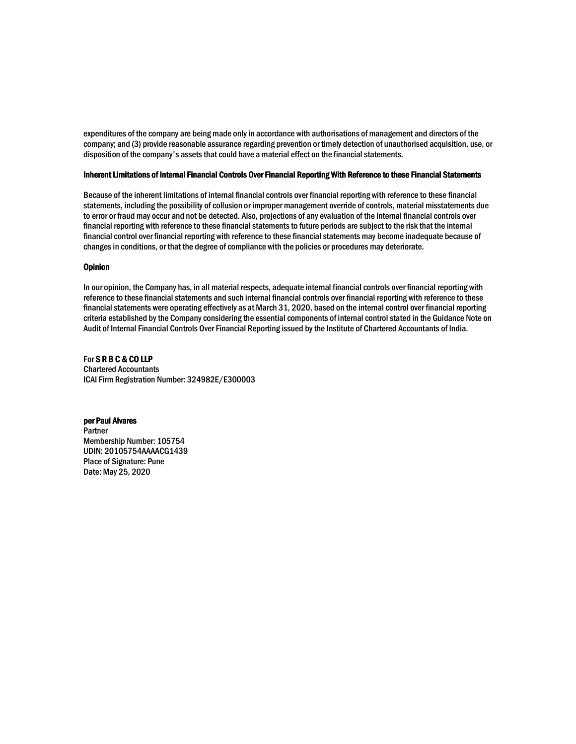expenditures of the company are being made only in accordance with authorisations of management and directors of the company; and (3) provide reasonable assurance regarding prevention or timely detection of unauthorised acquisition, use, or disposition of the company's assets that could have a material effect on the financial statements.

**Inherent Limitations of Internal Financial Controls Over Financial Reporting With Reference to these Financial Statements**

Because of the inherent limitations of internal financial controls over financial reporting with reference to these financial statements, including the possibility of collusion or improper management override of controls, material misstatements due to error or fraud may occur and not be detected. Also, projections of any evaluation of the internal financial controls over financial reporting with reference to these financial statements to future periods are subject to the risk that the internal financial control over financial reporting with reference to these financial statements may become inadequate because of changes in conditions, or that the degree of compliance with the policies or procedures may deteriorate.

**Opinion**

In our opinion, the Company has, in all material respects, adequate internal financial controls over financial reporting with reference to these financial statements and such internal financial controls over financial reporting with reference to these financial statements were operating effectively as at March 31, 2020, based on the internal control over financial reporting criteria established by the Company considering the essential components of internal control stated in the Guidance Note on Audit of Internal Financial Controls Over Financial Reporting issued by the Institute of Chartered Accountants of India.

For **S R B C & CO LLP**
Chartered Accountants
ICAI Firm Registration Number: 324982E/E300003

**per Paul Alvares**
Partner
Membership Number: 105754
UDIN: 20105754AAAACG1439
Place of Signature: Pune
Date: May 25, 2020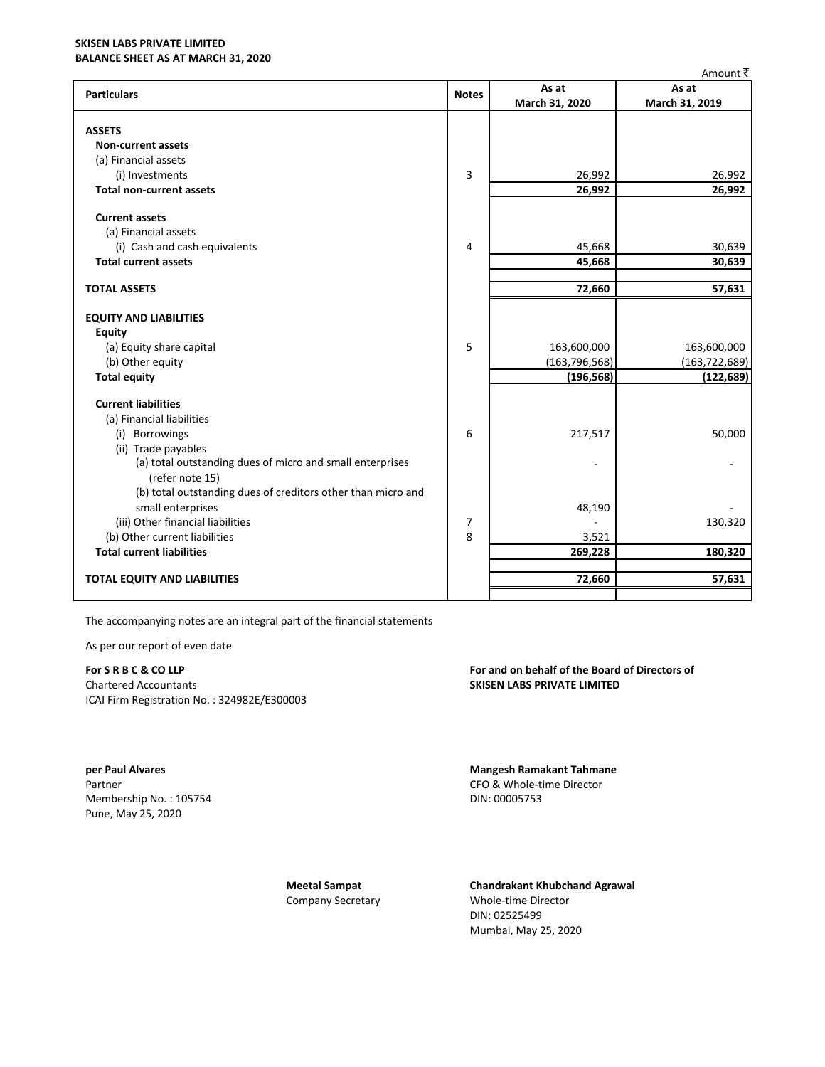**SKISEN LABS PRIVATE LIMITED**
**BALANCE SHEET AS AT MARCH 31, 2020**

Amount ₹

| Particulars | Notes | As at March 31, 2020 | As at March 31, 2019 |
|---|---|---|---|
| **ASSETS** | | | |
| **Non-current assets** | | | |
| (a) Financial assets | | | |
| (i) Investments | 3 | 26,992 | 26,992 |
| **Total non-current assets** | | **26,992** | **26,992** |
| **Current assets** | | | |
| (a) Financial assets | | | |
| (i) Cash and cash equivalents | 4 | 45,668 | 30,639 |
| **Total current assets** | | **45,668** | **30,639** |
| **TOTAL ASSETS** | | **72,660** | **57,631** |
| **EQUITY AND LIABILITIES** | | | |
| **Equity** | | | |
| (a) Equity share capital | 5 | 163,600,000 | 163,600,000 |
| (b) Other equity | | (163,796,568) | (163,722,689) |
| **Total equity** | | **(196,568)** | **(122,689)** |
| **Current liabilities** | | | |
| (a) Financial liabilities | | | |
| (i) Borrowings | 6 | 217,517 | 50,000 |
| (ii) Trade payables | | | |
| (a) total outstanding dues of micro and small enterprises (refer note 15) | | - | - |
| (b) total outstanding dues of creditors other than micro and small enterprises | | 48,190 | - |
| (iii) Other financial liabilities | 7 | - | 130,320 |
| (b) Other current liabilities | 8 | 3,521 | |
| **Total current liabilities** | | **269,228** | **180,320** |
| **TOTAL EQUITY AND LIABILITIES** | | **72,660** | **57,631** |

The accompanying notes are an integral part of the financial statements

As per our report of even date

**For S R B C & CO LLP**
Chartered Accountants
ICAI Firm Registration No. : 324982E/E300003

**For and on behalf of the Board of Directors of**
**SKISEN LABS PRIVATE LIMITED**

**per Paul Alvares**
Partner
Membership No. : 105754
Pune, May 25, 2020

**Mangesh Ramakant Tahmane**
CFO & Whole-time Director
DIN: 00005753

**Meetal Sampat**
Company Secretary

**Chandrakant Khubchand Agrawal**
Whole-time Director
DIN: 02525499
Mumbai, May 25, 2020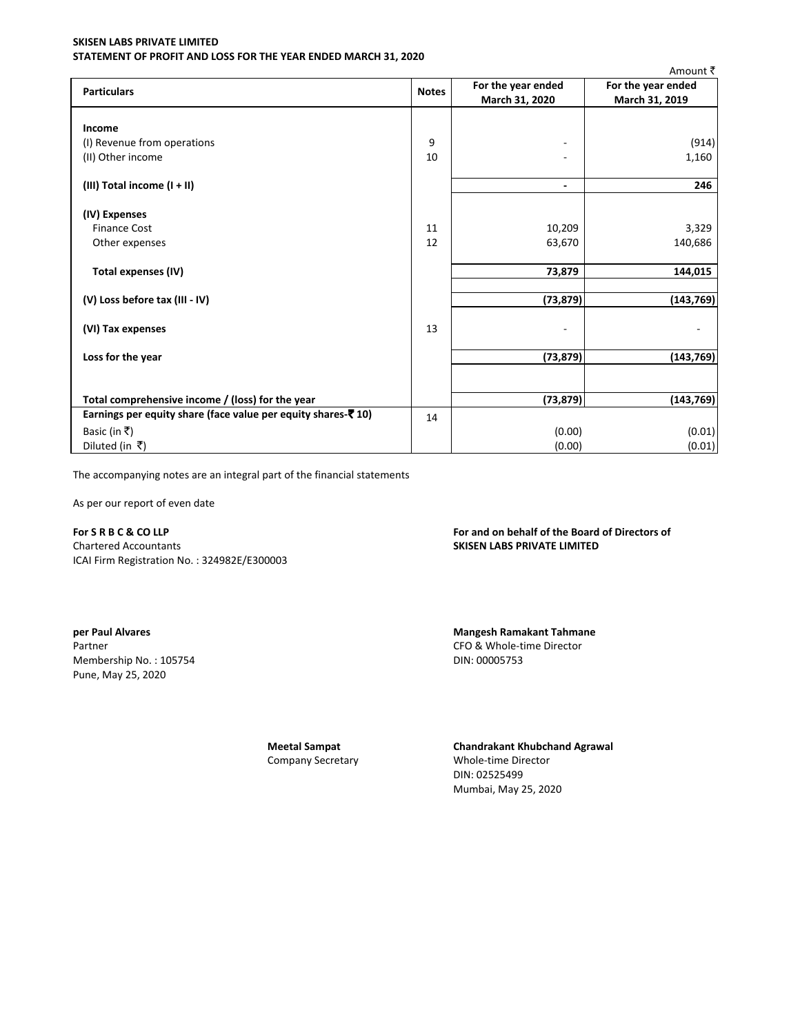**SKISEN LABS PRIVATE LIMITED**
**STATEMENT OF PROFIT AND LOSS FOR THE YEAR ENDED MARCH 31, 2020**

Amount ₹

| Particulars | Notes | For the year ended March 31, 2020 | For the year ended March 31, 2019 |
|---|---|---|---|
| **Income** | | | |
| (I) Revenue from operations | 9 | - | (914) |
| (II) Other income | 10 | - | 1,160 |
| **(III) Total income (I + II)** | | **-** | **246** |
| **(IV) Expenses** | | | |
| Finance Cost | 11 | 10,209 | 3,329 |
| Other expenses | 12 | 63,670 | 140,686 |
| **Total expenses (IV)** | | **73,879** | **144,015** |
| **(V) Loss before tax (III - IV)** | | **(73,879)** | **(143,769)** |
| **(VI) Tax expenses** | 13 | - | - |
| **Loss for the year** | | **(73,879)** | **(143,769)** |
| **Total comprehensive income / (loss) for the year** | | **(73,879)** | **(143,769)** |
| **Earnings per equity share (face value per equity shares-₹ 10)** | 14 | | |
| Basic (in ₹) | | (0.00) | (0.01) |
| Diluted (in ₹) | | (0.00) | (0.01) |

The accompanying notes are an integral part of the financial statements

As per our report of even date

**For S R B C & CO LLP**
Chartered Accountants
ICAI Firm Registration No. : 324982E/E300003

**For and on behalf of the Board of Directors of**
**SKISEN LABS PRIVATE LIMITED**

**per Paul Alvares**
Partner
Membership No. : 105754
Pune, May 25, 2020

**Mangesh Ramakant Tahmane**
CFO & Whole-time Director
DIN: 00005753

**Meetal Sampat**
Company Secretary

**Chandrakant Khubchand Agrawal**
Whole-time Director
DIN: 02525499
Mumbai, May 25, 2020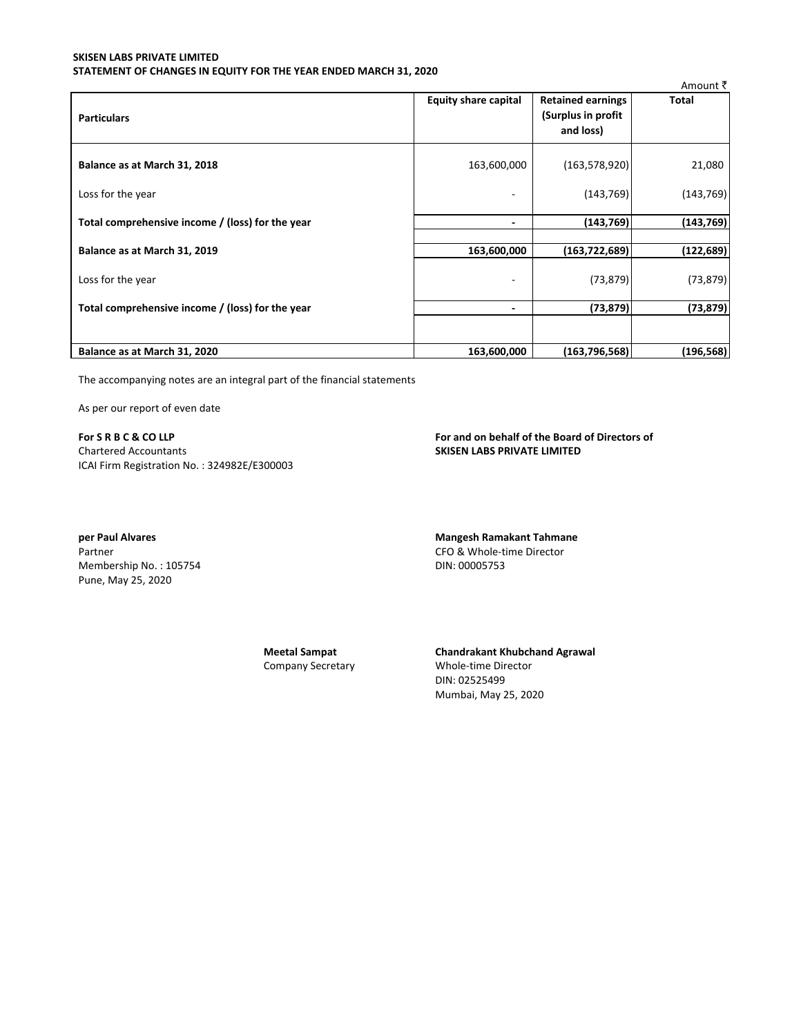**SKISEN LABS PRIVATE LIMITED**
**STATEMENT OF CHANGES IN EQUITY FOR THE YEAR ENDED MARCH 31, 2020**

Amount ₹

| Particulars | Equity share capital | Retained earnings (Surplus in profit and loss) | Total |
|---|---|---|---|
| **Balance as at March 31, 2018** | 163,600,000 | (163,578,920) | 21,080 |
| Loss for the year | - | (143,769) | (143,769) |
| **Total comprehensive income / (loss) for the year** | **-** | **(143,769)** | **(143,769)** |
| **Balance as at March 31, 2019** | **163,600,000** | **(163,722,689)** | **(122,689)** |
| Loss for the year | - | (73,879) | (73,879) |
| **Total comprehensive income / (loss) for the year** | **-** | **(73,879)** | **(73,879)** |
| **Balance as at March 31, 2020** | **163,600,000** | **(163,796,568)** | **(196,568)** |

The accompanying notes are an integral part of the financial statements

As per our report of even date

**For S R B C & CO LLP**
Chartered Accountants
ICAI Firm Registration No. : 324982E/E300003

**For and on behalf of the Board of Directors of**
**SKISEN LABS PRIVATE LIMITED**

**per Paul Alvares**
Partner
Membership No. : 105754
Pune, May 25, 2020

**Mangesh Ramakant Tahmane**
CFO & Whole-time Director
DIN: 00005753

**Meetal Sampat**
Company Secretary

**Chandrakant Khubchand Agrawal**
Whole-time Director
DIN: 02525499
Mumbai, May 25, 2020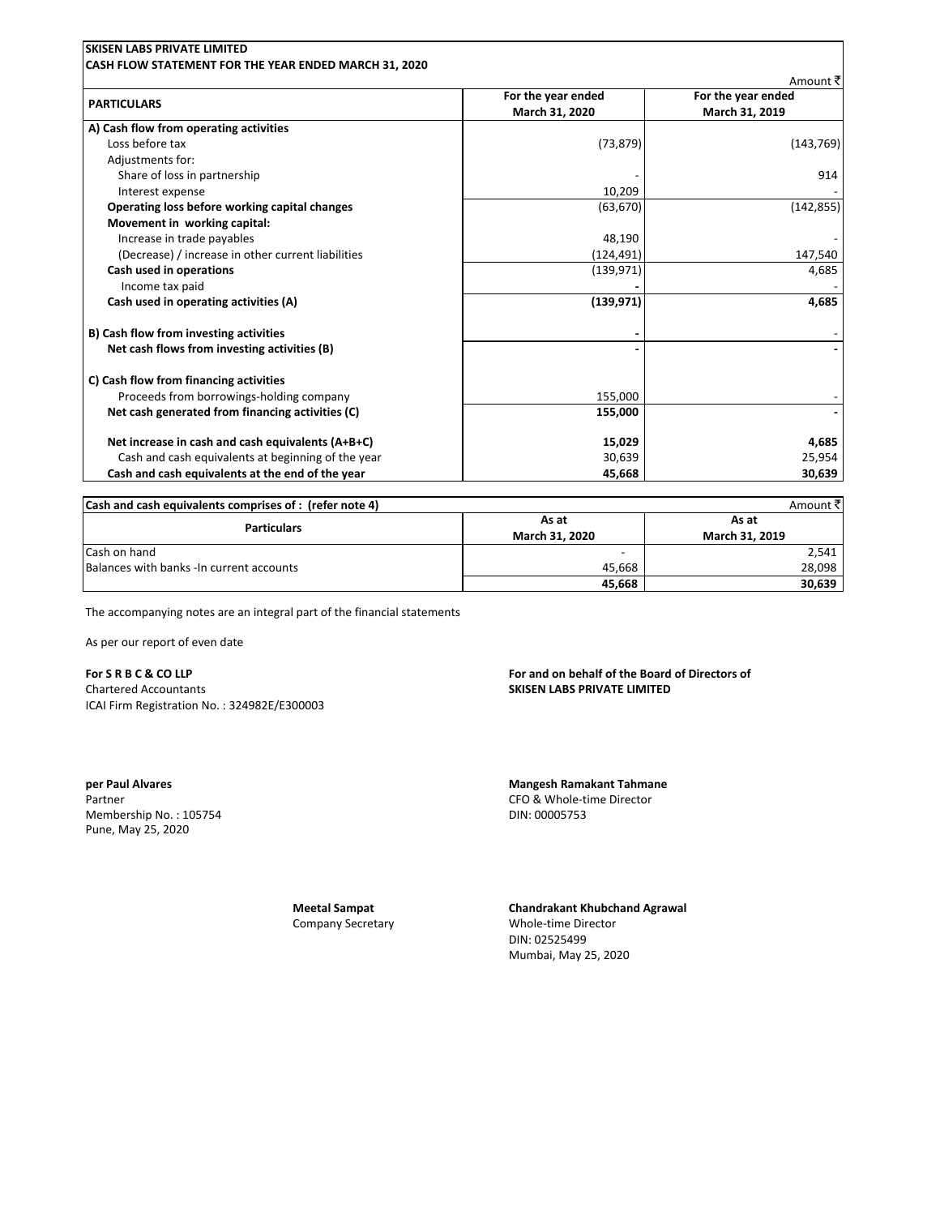**SKISEN LABS PRIVATE LIMITED**

**CASH FLOW STATEMENT FOR THE YEAR ENDED MARCH 31, 2020**

Amount ₹

| PARTICULARS | For the year ended March 31, 2020 | For the year ended March 31, 2019 |
|---|---|---|
| **A) Cash flow from operating activities** | | |
| Loss before tax | (73,879) | (143,769) |
| Adjustments for: | | |
| Share of loss in partnership | - | 914 |
| Interest expense | 10,209 | - |
| **Operating loss before working capital changes** | (63,670) | (142,855) |
| **Movement in working capital:** | | |
| Increase in trade payables | 48,190 | - |
| (Decrease) / increase in other current liabilities | (124,491) | 147,540 |
| **Cash used in operations** | (139,971) | 4,685 |
| Income tax paid | - | - |
| **Cash used in operating activities (A)** | **(139,971)** | **4,685** |
| **B) Cash flow from investing activities** | - | - |
| **Net cash flows from investing activities (B)** | - | - |
| **C) Cash flow from financing activities** | | |
| Proceeds from borrowings-holding company | 155,000 | - |
| **Net cash generated from financing activities (C)** | **155,000** | - |
| **Net increase in cash and cash equivalents (A+B+C)** | **15,029** | **4,685** |
| Cash and cash equivalents at beginning of the year | 30,639 | 25,954 |
| **Cash and cash equivalents at the end of the year** | **45,668** | **30,639** |

**Cash and cash equivalents comprises of : (refer note 4)** Amount ₹

| Particulars | As at March 31, 2020 | As at March 31, 2019 |
|---|---|---|
| Cash on hand | - | 2,541 |
| Balances with banks -In current accounts | 45,668 | 28,098 |
| | **45,668** | **30,639** |

The accompanying notes are an integral part of the financial statements

As per our report of even date

**For S R B C & CO LLP**
Chartered Accountants
ICAI Firm Registration No. : 324982E/E300003

**For and on behalf of the Board of Directors of**
**SKISEN LABS PRIVATE LIMITED**

**per Paul Alvares**
Partner
Membership No. : 105754
Pune, May 25, 2020

**Mangesh Ramakant Tahmane**
CFO & Whole-time Director
DIN: 00005753

**Meetal Sampat**
Company Secretary

**Chandrakant Khubchand Agrawal**
Whole-time Director
DIN: 02525499
Mumbai, May 25, 2020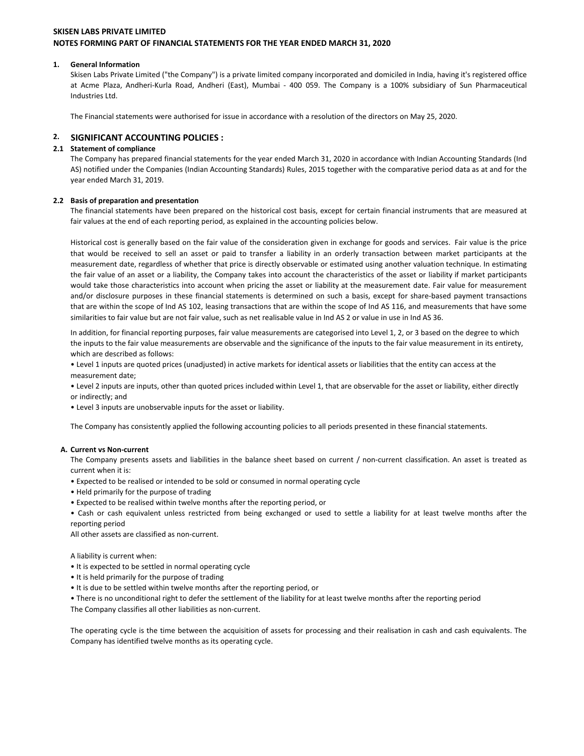**SKISEN LABS PRIVATE LIMITED**
**NOTES FORMING PART OF FINANCIAL STATEMENTS FOR THE YEAR ENDED MARCH 31, 2020**

## 1. General Information

Skisen Labs Private Limited ("the Company") is a private limited company incorporated and domiciled in India, having it's registered office at Acme Plaza, Andheri-Kurla Road, Andheri (East), Mumbai - 400 059. The Company is a 100% subsidiary of Sun Pharmaceutical Industries Ltd.

The Financial statements were authorised for issue in accordance with a resolution of the directors on May 25, 2020.

## 2. SIGNIFICANT ACCOUNTING POLICIES :

### 2.1 Statement of compliance

The Company has prepared financial statements for the year ended March 31, 2020 in accordance with Indian Accounting Standards (Ind AS) notified under the Companies (Indian Accounting Standards) Rules, 2015 together with the comparative period data as at and for the year ended March 31, 2019.

### 2.2 Basis of preparation and presentation

The financial statements have been prepared on the historical cost basis, except for certain financial instruments that are measured at fair values at the end of each reporting period, as explained in the accounting policies below.

Historical cost is generally based on the fair value of the consideration given in exchange for goods and services. Fair value is the price that would be received to sell an asset or paid to transfer a liability in an orderly transaction between market participants at the measurement date, regardless of whether that price is directly observable or estimated using another valuation technique. In estimating the fair value of an asset or a liability, the Company takes into account the characteristics of the asset or liability if market participants would take those characteristics into account when pricing the asset or liability at the measurement date. Fair value for measurement and/or disclosure purposes in these financial statements is determined on such a basis, except for share-based payment transactions that are within the scope of Ind AS 102, leasing transactions that are within the scope of Ind AS 116, and measurements that have some similarities to fair value but are not fair value, such as net realisable value in Ind AS 2 or value in use in Ind AS 36.

In addition, for financial reporting purposes, fair value measurements are categorised into Level 1, 2, or 3 based on the degree to which the inputs to the fair value measurements are observable and the significance of the inputs to the fair value measurement in its entirety, which are described as follows:

- Level 1 inputs are quoted prices (unadjusted) in active markets for identical assets or liabilities that the entity can access at the measurement date;
- Level 2 inputs are inputs, other than quoted prices included within Level 1, that are observable for the asset or liability, either directly or indirectly; and
- Level 3 inputs are unobservable inputs for the asset or liability.

The Company has consistently applied the following accounting policies to all periods presented in these financial statements.

#### A. Current vs Non-current

The Company presents assets and liabilities in the balance sheet based on current / non-current classification. An asset is treated as current when it is:

- Expected to be realised or intended to be sold or consumed in normal operating cycle
- Held primarily for the purpose of trading
- Expected to be realised within twelve months after the reporting period, or
- Cash or cash equivalent unless restricted from being exchanged or used to settle a liability for at least twelve months after the reporting period

All other assets are classified as non-current.

A liability is current when:

- It is expected to be settled in normal operating cycle
- It is held primarily for the purpose of trading
- It is due to be settled within twelve months after the reporting period, or
- There is no unconditional right to defer the settlement of the liability for at least twelve months after the reporting period

The Company classifies all other liabilities as non-current.

The operating cycle is the time between the acquisition of assets for processing and their realisation in cash and cash equivalents. The Company has identified twelve months as its operating cycle.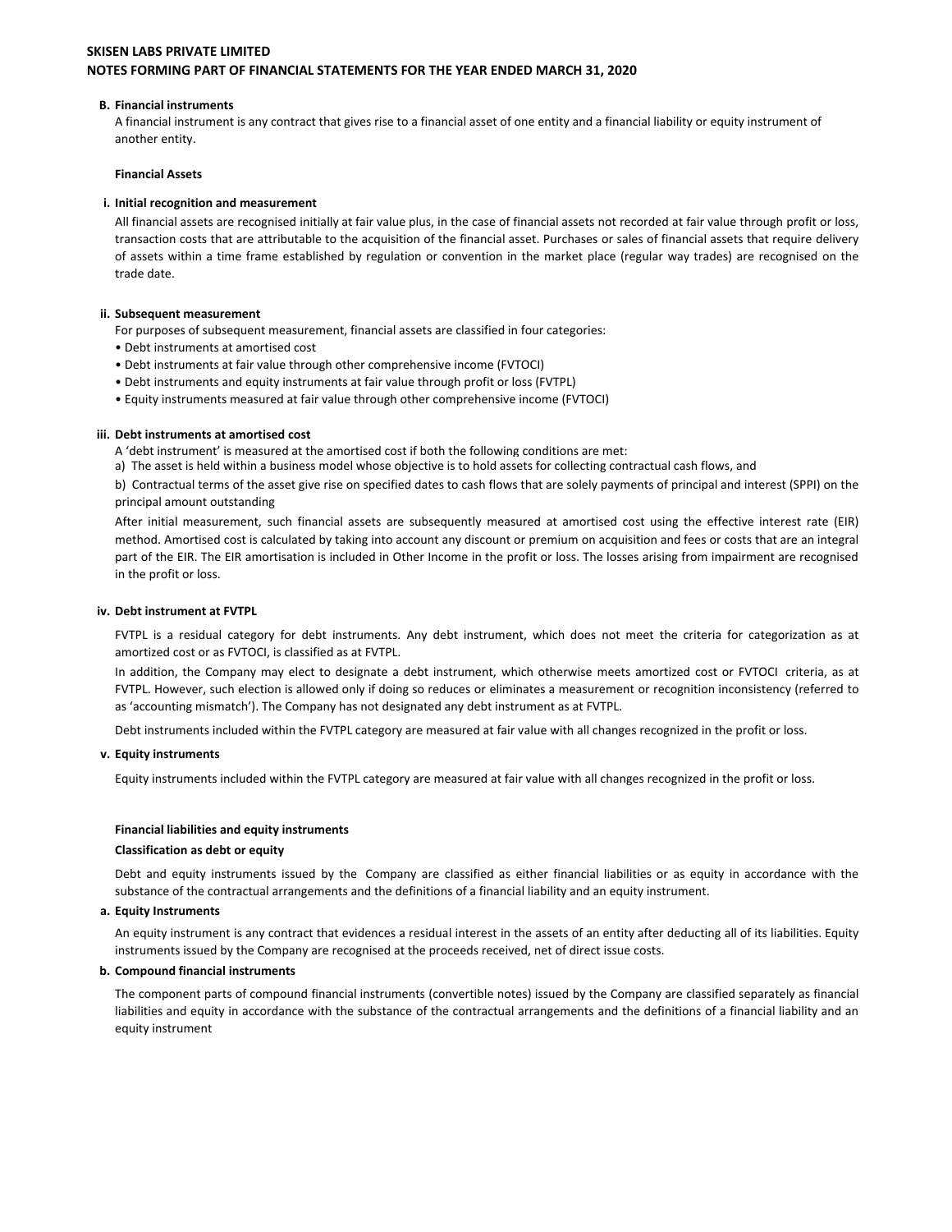### B. Financial instruments

A financial instrument is any contract that gives rise to a financial asset of one entity and a financial liability or equity instrument of another entity.

**Financial Assets**

#### i. Initial recognition and measurement

All financial assets are recognised initially at fair value plus, in the case of financial assets not recorded at fair value through profit or loss, transaction costs that are attributable to the acquisition of the financial asset. Purchases or sales of financial assets that require delivery of assets within a time frame established by regulation or convention in the market place (regular way trades) are recognised on the trade date.

#### ii. Subsequent measurement

For purposes of subsequent measurement, financial assets are classified in four categories:

- Debt instruments at amortised cost
- Debt instruments at fair value through other comprehensive income (FVTOCI)
- Debt instruments and equity instruments at fair value through profit or loss (FVTPL)
- Equity instruments measured at fair value through other comprehensive income (FVTOCI)

#### iii. Debt instruments at amortised cost

A 'debt instrument' is measured at the amortised cost if both the following conditions are met:

a) The asset is held within a business model whose objective is to hold assets for collecting contractual cash flows, and

b) Contractual terms of the asset give rise on specified dates to cash flows that are solely payments of principal and interest (SPPI) on the principal amount outstanding

After initial measurement, such financial assets are subsequently measured at amortised cost using the effective interest rate (EIR) method. Amortised cost is calculated by taking into account any discount or premium on acquisition and fees or costs that are an integral part of the EIR. The EIR amortisation is included in Other Income in the profit or loss. The losses arising from impairment are recognised in the profit or loss.

#### iv. Debt instrument at FVTPL

FVTPL is a residual category for debt instruments. Any debt instrument, which does not meet the criteria for categorization as at amortized cost or as FVTOCI, is classified as at FVTPL.

In addition, the Company may elect to designate a debt instrument, which otherwise meets amortized cost or FVTOCI criteria, as at FVTPL. However, such election is allowed only if doing so reduces or eliminates a measurement or recognition inconsistency (referred to as 'accounting mismatch'). The Company has not designated any debt instrument as at FVTPL.

Debt instruments included within the FVTPL category are measured at fair value with all changes recognized in the profit or loss.

#### v. Equity instruments

Equity instruments included within the FVTPL category are measured at fair value with all changes recognized in the profit or loss.

**Financial liabilities and equity instruments**

**Classification as debt or equity**

Debt and equity instruments issued by the Company are classified as either financial liabilities or as equity in accordance with the substance of the contractual arrangements and the definitions of a financial liability and an equity instrument.

#### a. Equity Instruments

An equity instrument is any contract that evidences a residual interest in the assets of an entity after deducting all of its liabilities. Equity instruments issued by the Company are recognised at the proceeds received, net of direct issue costs.

#### b. Compound financial instruments

The component parts of compound financial instruments (convertible notes) issued by the Company are classified separately as financial liabilities and equity in accordance with the substance of the contractual arrangements and the definitions of a financial liability and an equity instrument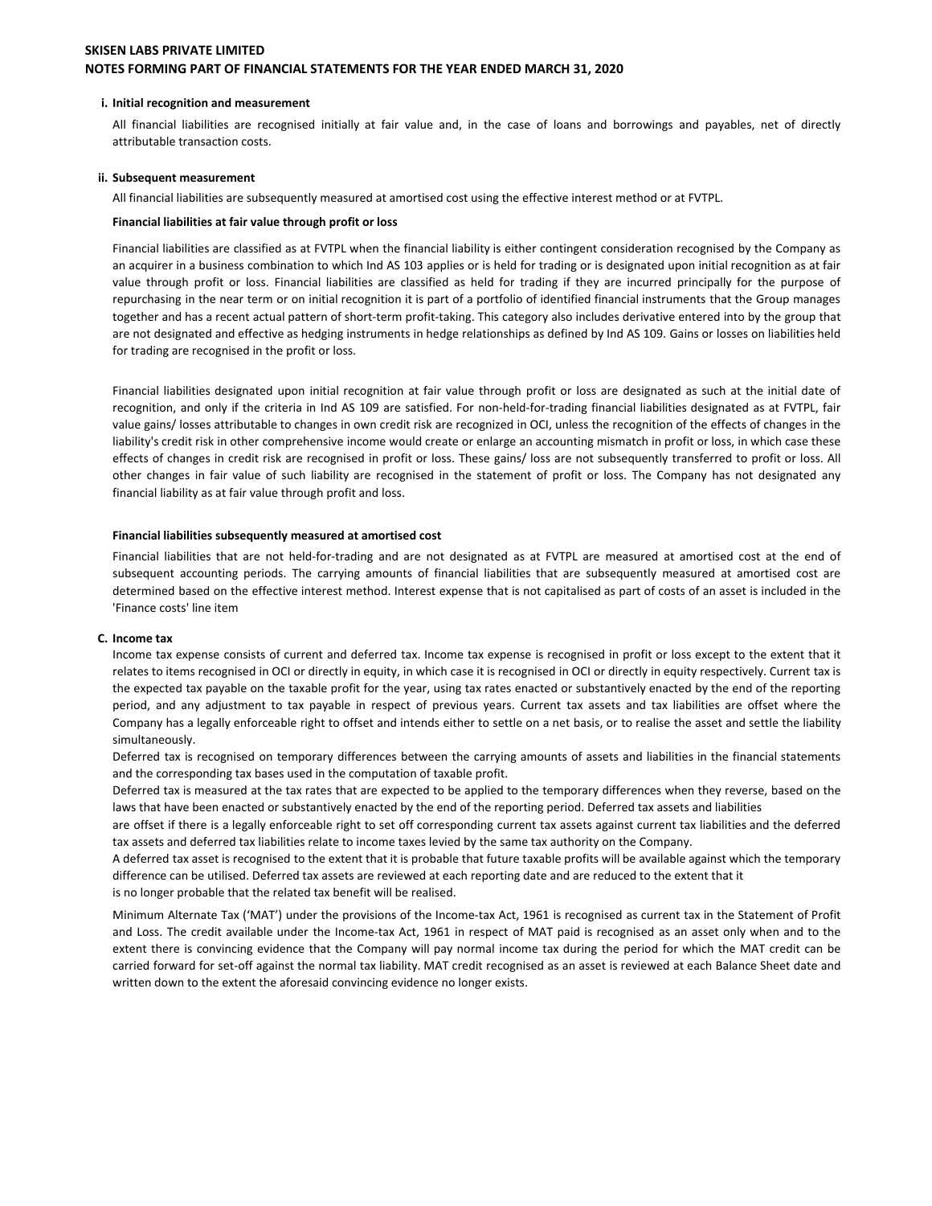#### i. Initial recognition and measurement

All financial liabilities are recognised initially at fair value and, in the case of loans and borrowings and payables, net of directly attributable transaction costs.

#### ii. Subsequent measurement

All financial liabilities are subsequently measured at amortised cost using the effective interest method or at FVTPL.

**Financial liabilities at fair value through profit or loss**

Financial liabilities are classified as at FVTPL when the financial liability is either contingent consideration recognised by the Company as an acquirer in a business combination to which Ind AS 103 applies or is held for trading or is designated upon initial recognition as at fair value through profit or loss. Financial liabilities are classified as held for trading if they are incurred principally for the purpose of repurchasing in the near term or on initial recognition it is part of a portfolio of identified financial instruments that the Group manages together and has a recent actual pattern of short-term profit-taking. This category also includes derivative entered into by the group that are not designated and effective as hedging instruments in hedge relationships as defined by Ind AS 109. Gains or losses on liabilities held for trading are recognised in the profit or loss.

Financial liabilities designated upon initial recognition at fair value through profit or loss are designated as such at the initial date of recognition, and only if the criteria in Ind AS 109 are satisfied. For non-held-for-trading financial liabilities designated as at FVTPL, fair value gains/ losses attributable to changes in own credit risk are recognized in OCI, unless the recognition of the effects of changes in the liability's credit risk in other comprehensive income would create or enlarge an accounting mismatch in profit or loss, in which case these effects of changes in credit risk are recognised in profit or loss. These gains/ loss are not subsequently transferred to profit or loss. All other changes in fair value of such liability are recognised in the statement of profit or loss. The Company has not designated any financial liability as at fair value through profit and loss.

**Financial liabilities subsequently measured at amortised cost**

Financial liabilities that are not held-for-trading and are not designated as at FVTPL are measured at amortised cost at the end of subsequent accounting periods. The carrying amounts of financial liabilities that are subsequently measured at amortised cost are determined based on the effective interest method. Interest expense that is not capitalised as part of costs of an asset is included in the 'Finance costs' line item

### C. Income tax

Income tax expense consists of current and deferred tax. Income tax expense is recognised in profit or loss except to the extent that it relates to items recognised in OCI or directly in equity, in which case it is recognised in OCI or directly in equity respectively. Current tax is the expected tax payable on the taxable profit for the year, using tax rates enacted or substantively enacted by the end of the reporting period, and any adjustment to tax payable in respect of previous years. Current tax assets and tax liabilities are offset where the Company has a legally enforceable right to offset and intends either to settle on a net basis, or to realise the asset and settle the liability simultaneously.

Deferred tax is recognised on temporary differences between the carrying amounts of assets and liabilities in the financial statements and the corresponding tax bases used in the computation of taxable profit.

Deferred tax is measured at the tax rates that are expected to be applied to the temporary differences when they reverse, based on the laws that have been enacted or substantively enacted by the end of the reporting period. Deferred tax assets and liabilities are offset if there is a legally enforceable right to set off corresponding current tax assets against current tax liabilities and the deferred tax assets and deferred tax liabilities relate to income taxes levied by the same tax authority on the Company.

A deferred tax asset is recognised to the extent that it is probable that future taxable profits will be available against which the temporary difference can be utilised. Deferred tax assets are reviewed at each reporting date and are reduced to the extent that it is no longer probable that the related tax benefit will be realised.

Minimum Alternate Tax ('MAT') under the provisions of the Income-tax Act, 1961 is recognised as current tax in the Statement of Profit and Loss. The credit available under the Income-tax Act, 1961 in respect of MAT paid is recognised as an asset only when and to the extent there is convincing evidence that the Company will pay normal income tax during the period for which the MAT credit can be carried forward for set-off against the normal tax liability. MAT credit recognised as an asset is reviewed at each Balance Sheet date and written down to the extent the aforesaid convincing evidence no longer exists.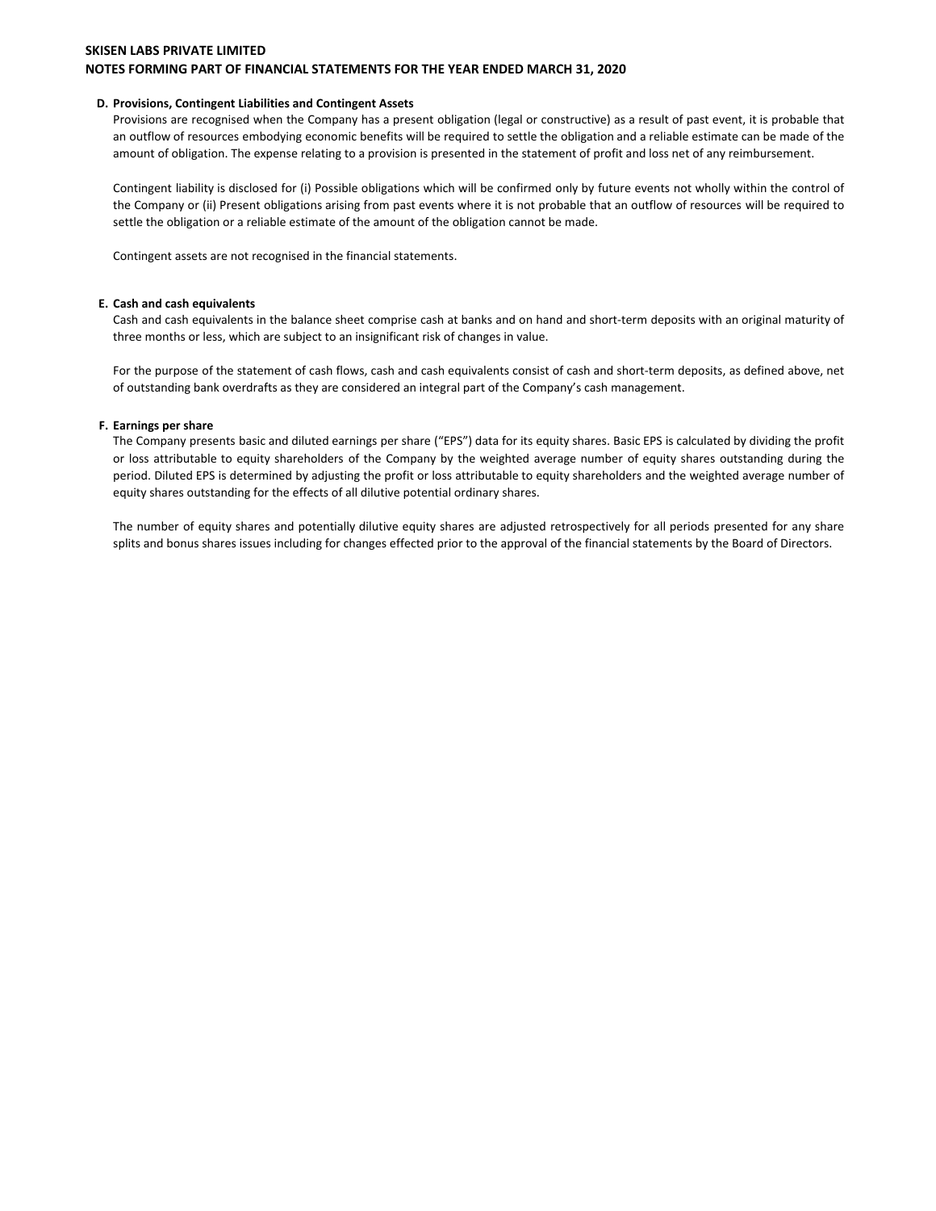### D. Provisions, Contingent Liabilities and Contingent Assets

Provisions are recognised when the Company has a present obligation (legal or constructive) as a result of past event, it is probable that an outflow of resources embodying economic benefits will be required to settle the obligation and a reliable estimate can be made of the amount of obligation. The expense relating to a provision is presented in the statement of profit and loss net of any reimbursement.

Contingent liability is disclosed for (i) Possible obligations which will be confirmed only by future events not wholly within the control of the Company or (ii) Present obligations arising from past events where it is not probable that an outflow of resources will be required to settle the obligation or a reliable estimate of the amount of the obligation cannot be made.

Contingent assets are not recognised in the financial statements.

### E. Cash and cash equivalents

Cash and cash equivalents in the balance sheet comprise cash at banks and on hand and short-term deposits with an original maturity of three months or less, which are subject to an insignificant risk of changes in value.

For the purpose of the statement of cash flows, cash and cash equivalents consist of cash and short-term deposits, as defined above, net of outstanding bank overdrafts as they are considered an integral part of the Company's cash management.

### F. Earnings per share

The Company presents basic and diluted earnings per share ("EPS") data for its equity shares. Basic EPS is calculated by dividing the profit or loss attributable to equity shareholders of the Company by the weighted average number of equity shares outstanding during the period. Diluted EPS is determined by adjusting the profit or loss attributable to equity shareholders and the weighted average number of equity shares outstanding for the effects of all dilutive potential ordinary shares.

The number of equity shares and potentially dilutive equity shares are adjusted retrospectively for all periods presented for any share splits and bonus shares issues including for changes effected prior to the approval of the financial statements by the Board of Directors.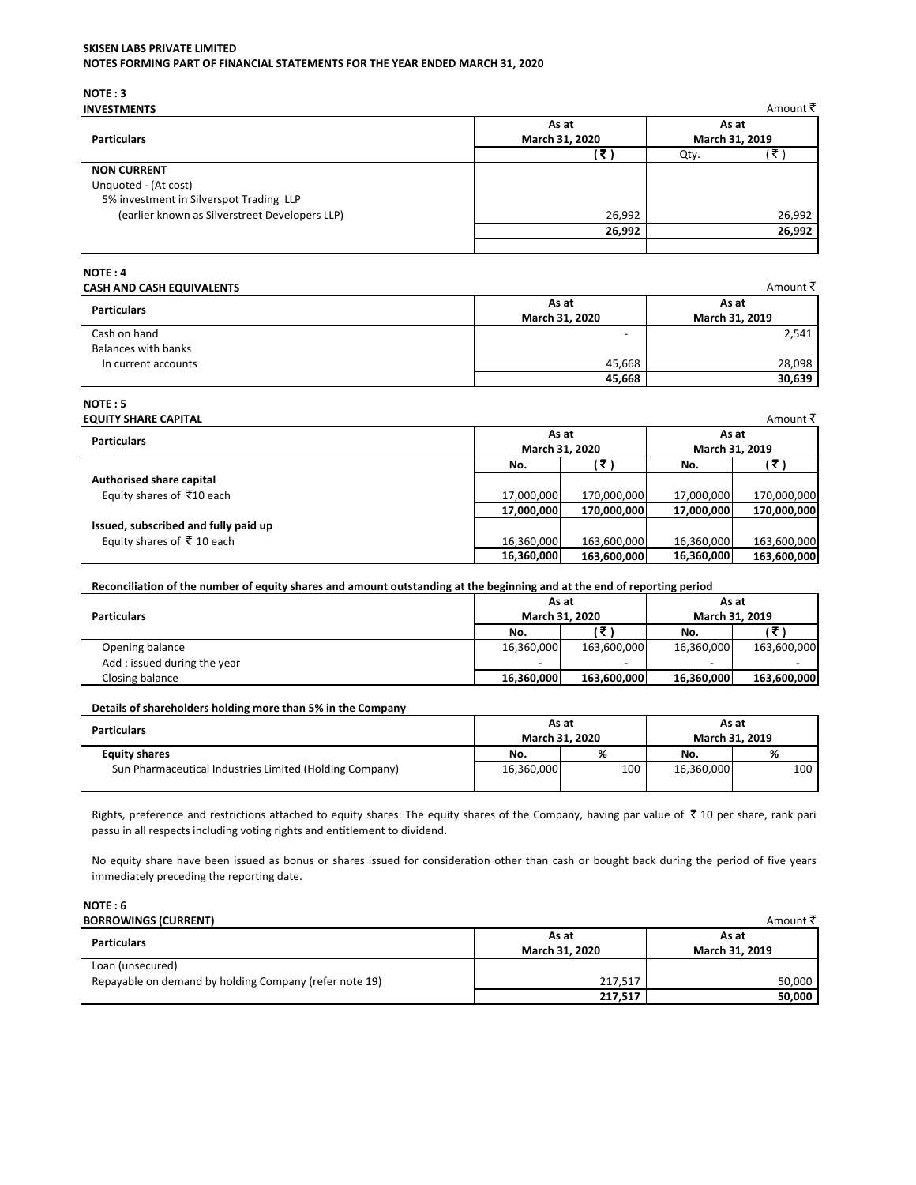**SKISEN LABS PRIVATE LIMITED**
**NOTES FORMING PART OF FINANCIAL STATEMENTS FOR THE YEAR ENDED MARCH 31, 2020**

**NOTE : 3**
**INVESTMENTS**

Amount ₹

| Particulars | As at March 31, 2020 | As at March 31, 2019 | |
|---|---|---|---|
| | (₹) | Qty. | (₹) |
| **NON CURRENT** | | | |
| Unquoted - (At cost) | | | |
| 5% investment in Silverspot Trading LLP | | | |
| (earlier known as Silverstreet Developers LLP) | 26,992 | | 26,992 |
| | **26,992** | | **26,992** |

**NOTE : 4**
**CASH AND CASH EQUIVALENTS**

Amount ₹

| Particulars | As at March 31, 2020 | As at March 31, 2019 |
|---|---|---|
| Cash on hand | - | 2,541 |
| Balances with banks | | |
| In current accounts | 45,668 | 28,098 |
| | **45,668** | **30,639** |

**NOTE : 5**
**EQUITY SHARE CAPITAL**

Amount ₹

| Particulars | As at March 31, 2020 | | As at March 31, 2019 | |
|---|---|---|---|---|
| | No. | (₹) | No. | (₹) |
| **Authorised share capital** | | | | |
| Equity shares of ₹10 each | 17,000,000 | 170,000,000 | 17,000,000 | 170,000,000 |
| | **17,000,000** | **170,000,000** | **17,000,000** | **170,000,000** |
| **Issued, subscribed and fully paid up** | | | | |
| Equity shares of ₹ 10 each | 16,360,000 | 163,600,000 | 16,360,000 | 163,600,000 |
| | **16,360,000** | **163,600,000** | **16,360,000** | **163,600,000** |

**Reconciliation of the number of equity shares and amount outstanding at the beginning and at the end of reporting period**

| Particulars | As at March 31, 2020 | | As at March 31, 2019 | |
|---|---|---|---|---|
| | No. | (₹) | No. | (₹) |
| Opening balance | 16,360,000 | 163,600,000 | 16,360,000 | 163,600,000 |
| Add : issued during the year | - | - | - | - |
| Closing balance | **16,360,000** | **163,600,000** | **16,360,000** | **163,600,000** |

**Details of shareholders holding more than 5% in the Company**

| Particulars | As at March 31, 2020 | | As at March 31, 2019 | |
|---|---|---|---|---|
| **Equity shares** | No. | % | No. | % |
| Sun Pharmaceutical Industries Limited (Holding Company) | 16,360,000 | 100 | 16,360,000 | 100 |

Rights, preference and restrictions attached to equity shares: The equity shares of the Company, having par value of ₹ 10 per share, rank pari passu in all respects including voting rights and entitlement to dividend.

No equity share have been issued as bonus or shares issued for consideration other than cash or bought back during the period of five years immediately preceding the reporting date.

**NOTE : 6**
**BORROWINGS (CURRENT)**

Amount ₹

| Particulars | As at March 31, 2020 | As at March 31, 2019 |
|---|---|---|
| Loan (unsecured) | | |
| Repayable on demand by holding Company (refer note 19) | 217,517 | 50,000 |
| | **217,517** | **50,000** |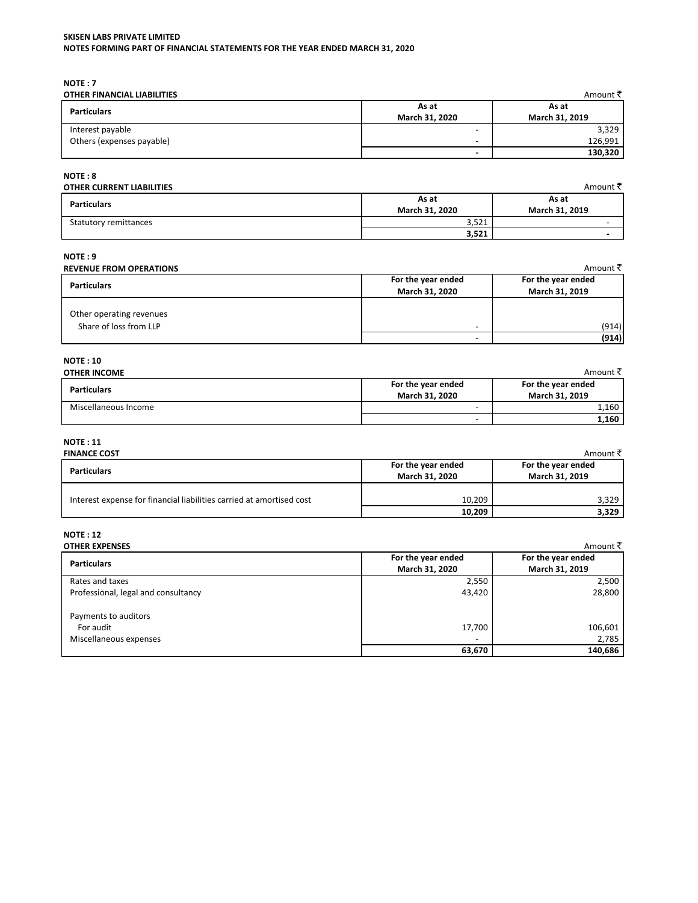**SKISEN LABS PRIVATE LIMITED**
**NOTES FORMING PART OF FINANCIAL STATEMENTS FOR THE YEAR ENDED MARCH 31, 2020**

## NOTE : 7

**OTHER FINANCIAL LIABILITIES** Amount ₹

| Particulars | As at March 31, 2020 | As at March 31, 2019 |
|---|---|---|
| Interest payable | - | 3,329 |
| Others (expenses payable) | - | 126,991 |
| | **-** | **130,320** |

## NOTE : 8

**OTHER CURRENT LIABILITIES** Amount ₹

| Particulars | As at March 31, 2020 | As at March 31, 2019 |
|---|---|---|
| Statutory remittances | 3,521 | - |
| | **3,521** | **-** |

## NOTE : 9

**REVENUE FROM OPERATIONS** Amount ₹

| Particulars | For the year ended March 31, 2020 | For the year ended March 31, 2019 |
|---|---|---|
| Other operating revenues | | |
| Share of loss from LLP | - | (914) |
| | - | **(914)** |

## NOTE : 10

**OTHER INCOME** Amount ₹

| Particulars | For the year ended March 31, 2020 | For the year ended March 31, 2019 |
|---|---|---|
| Miscellaneous Income | - | 1,160 |
| | **-** | **1,160** |

## NOTE : 11

**FINANCE COST** Amount ₹

| Particulars | For the year ended March 31, 2020 | For the year ended March 31, 2019 |
|---|---|---|
| Interest expense for financial liabilities carried at amortised cost | 10,209 | 3,329 |
| | **10,209** | **3,329** |

## NOTE : 12

**OTHER EXPENSES** Amount ₹

| Particulars | For the year ended March 31, 2020 | For the year ended March 31, 2019 |
|---|---|---|
| Rates and taxes | 2,550 | 2,500 |
| Professional, legal and consultancy | 43,420 | 28,800 |
| Payments to auditors | | |
| For audit | 17,700 | 106,601 |
| Miscellaneous expenses | - | 2,785 |
| | **63,670** | **140,686** |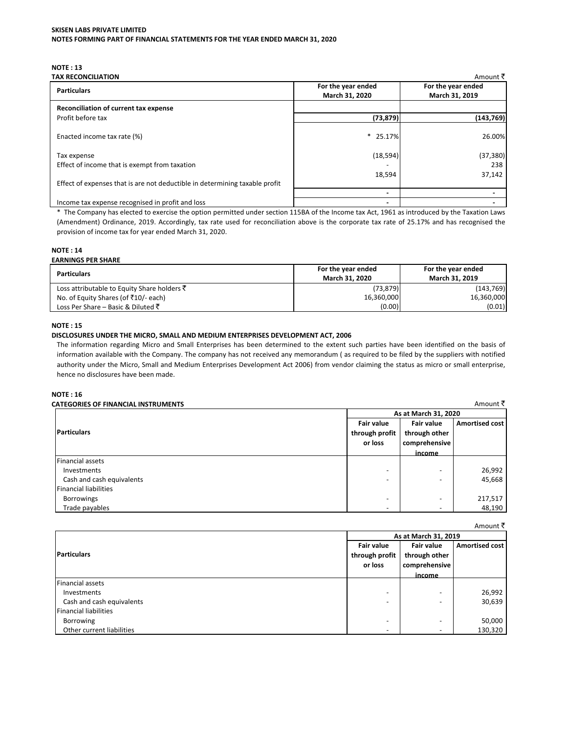**SKISEN LABS PRIVATE LIMITED**
**NOTES FORMING PART OF FINANCIAL STATEMENTS FOR THE YEAR ENDED MARCH 31, 2020**

## NOTE : 13
### TAX RECONCILIATION

Amount ₹

| Particulars | For the year ended March 31, 2020 | For the year ended March 31, 2019 |
|---|---|---|
| **Reconciliation of current tax expense** | | |
| Profit before tax | **(73,879)** | **(143,769)** |
| Enacted income tax rate (%) | * 25.17% | 26.00% |
| Tax expense | (18,594) | (37,380) |
| Effect of income that is exempt from taxation | - | 238 |
| Effect of expenses that is are not deductible in determining taxable profit | 18,594 | 37,142 |
| | - | - |
| Income tax expense recognised in profit and loss | - | - |

* The Company has elected to exercise the option permitted under section 115BA of the Income tax Act, 1961 as introduced by the Taxation Laws (Amendment) Ordinance, 2019. Accordingly, tax rate used for reconciliation above is the corporate tax rate of 25.17% and has recognised the provision of income tax for year ended March 31, 2020.

## NOTE : 14
### EARNINGS PER SHARE

| Particulars | For the year ended March 31, 2020 | For the year ended March 31, 2019 |
|---|---|---|
| Loss attributable to Equity Share holders ₹ | (73,879) | (143,769) |
| No. of Equity Shares (of ₹10/- each) | 16,360,000 | 16,360,000 |
| Loss Per Share – Basic & Diluted ₹ | (0.00) | (0.01) |

## NOTE : 15
### DISCLOSURES UNDER THE MICRO, SMALL AND MEDIUM ENTERPRISES DEVELOPMENT ACT, 2006

The information regarding Micro and Small Enterprises has been determined to the extent such parties have been identified on the basis of information available with the Company. The company has not received any memorandum ( as required to be filed by the suppliers with notified authority under the Micro, Small and Medium Enterprises Development Act 2006) from vendor claiming the status as micro or small enterprise, hence no disclosures have been made.

## NOTE : 16
### CATEGORIES OF FINANCIAL INSTRUMENTS

Amount ₹

| Particulars | As at March 31, 2020 | | |
|---|---|---|---|
| | Fair value through profit or loss | Fair value through other comprehensive income | Amortised cost |
| Financial assets | | | |
| Investments | - | - | 26,992 |
| Cash and cash equivalents | - | - | 45,668 |
| Financial liabilities | | | |
| Borrowings | - | - | 217,517 |
| Trade payables | - | - | 48,190 |

Amount ₹

| Particulars | As at March 31, 2019 | | |
|---|---|---|---|
| | Fair value through profit or loss | Fair value through other comprehensive income | Amortised cost |
| Financial assets | | | |
| Investments | - | - | 26,992 |
| Cash and cash equivalents | - | - | 30,639 |
| Financial liabilities | | | |
| Borrowing | - | - | 50,000 |
| Other current liabilities | - | - | 130,320 |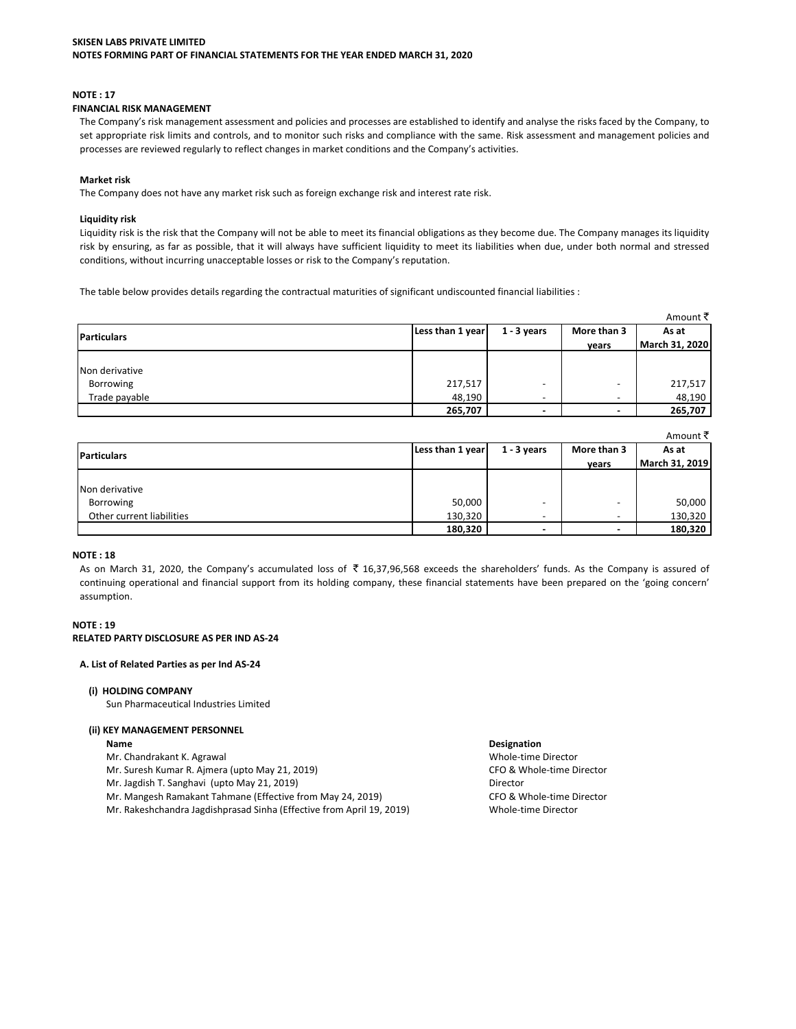SKISEN LABS PRIVATE LIMITED
NOTES FORMING PART OF FINANCIAL STATEMENTS FOR THE YEAR ENDED MARCH 31, 2020

## NOTE : 17

### FINANCIAL RISK MANAGEMENT

The Company's risk management assessment and policies and processes are established to identify and analyse the risks faced by the Company, to set appropriate risk limits and controls, and to monitor such risks and compliance with the same. Risk assessment and management policies and processes are reviewed regularly to reflect changes in market conditions and the Company's activities.

**Market risk**

The Company does not have any market risk such as foreign exchange risk and interest rate risk.

**Liquidity risk**

Liquidity risk is the risk that the Company will not be able to meet its financial obligations as they become due. The Company manages its liquidity risk by ensuring, as far as possible, that it will always have sufficient liquidity to meet its liabilities when due, under both normal and stressed conditions, without incurring unacceptable losses or risk to the Company's reputation.

The table below provides details regarding the contractual maturities of significant undiscounted financial liabilities :

Amount ₹

| Particulars | Less than 1 year | 1 - 3 years | More than 3 years | As at March 31, 2020 |
|---|---|---|---|---|
| Non derivative | | | | |
| Borrowing | 217,517 | - | - | 217,517 |
| Trade payable | 48,190 | - | - | 48,190 |
| | **265,707** | **-** | **-** | **265,707** |

Amount ₹

| Particulars | Less than 1 year | 1 - 3 years | More than 3 years | As at March 31, 2019 |
|---|---|---|---|---|
| Non derivative | | | | |
| Borrowing | 50,000 | - | - | 50,000 |
| Other current liabilities | 130,320 | - | - | 130,320 |
| | **180,320** | **-** | **-** | **180,320** |

## NOTE : 18

As on March 31, 2020, the Company's accumulated loss of ₹ 16,37,96,568 exceeds the shareholders' funds. As the Company is assured of continuing operational and financial support from its holding company, these financial statements have been prepared on the 'going concern' assumption.

## NOTE : 19

### RELATED PARTY DISCLOSURE AS PER IND AS-24

**A. List of Related Parties as per Ind AS-24**

**(i) HOLDING COMPANY**

Sun Pharmaceutical Industries Limited

**(ii) KEY MANAGEMENT PERSONNEL**

| Name | Designation |
|---|---|
| Mr. Chandrakant K. Agrawal | Whole-time Director |
| Mr. Suresh Kumar R. Ajmera (upto May 21, 2019) | CFO & Whole-time Director |
| Mr. Jagdish T. Sanghavi (upto May 21, 2019) | Director |
| Mr. Mangesh Ramakant Tahmane (Effective from May 24, 2019) | CFO & Whole-time Director |
| Mr. Rakeshchandra Jagdishprasad Sinha (Effective from April 19, 2019) | Whole-time Director |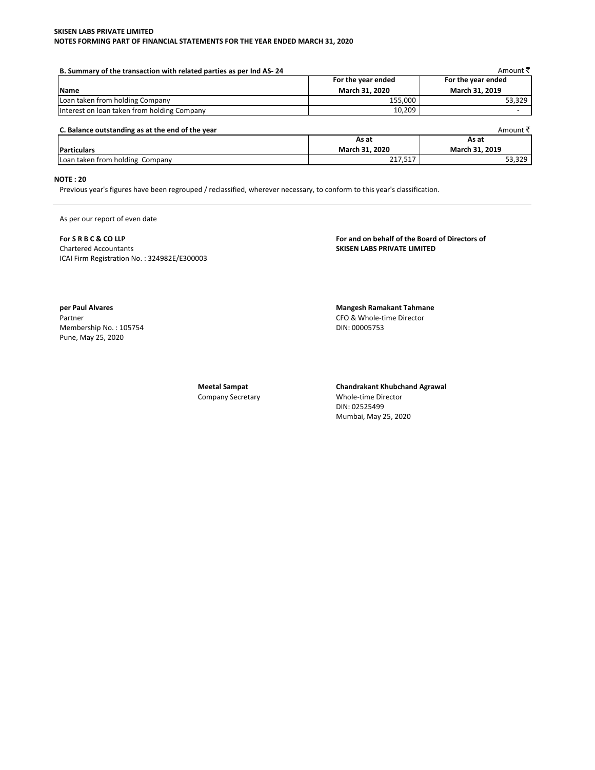**SKISEN LABS PRIVATE LIMITED**
**NOTES FORMING PART OF FINANCIAL STATEMENTS FOR THE YEAR ENDED MARCH 31, 2020**

**B. Summary of the transaction with related parties as per Ind AS- 24**

Amount ₹

| Name | For the year ended March 31, 2020 | For the year ended March 31, 2019 |
|---|---|---|
| Loan taken from holding Company | 155,000 | 53,329 |
| Interest on loan taken from holding Company | 10,209 | - |

**C. Balance outstanding as at the end of the year**

Amount ₹

| Particulars | As at March 31, 2020 | As at March 31, 2019 |
|---|---|---|
| Loan taken from holding Company | 217,517 | 53,329 |

**NOTE : 20**

Previous year's figures have been regrouped / reclassified, wherever necessary, to conform to this year's classification.

---

As per our report of even date

**For S R B C & CO LLP**
Chartered Accountants
ICAI Firm Registration No. : 324982E/E300003

**per Paul Alvares**
Partner
Membership No. : 105754
Pune, May 25, 2020

**For and on behalf of the Board of Directors of**
**SKISEN LABS PRIVATE LIMITED**

**Mangesh Ramakant Tahmane**
CFO & Whole-time Director
DIN: 00005753

**Meetal Sampat**
Company Secretary

**Chandrakant Khubchand Agrawal**
Whole-time Director
DIN: 02525499
Mumbai, May 25, 2020